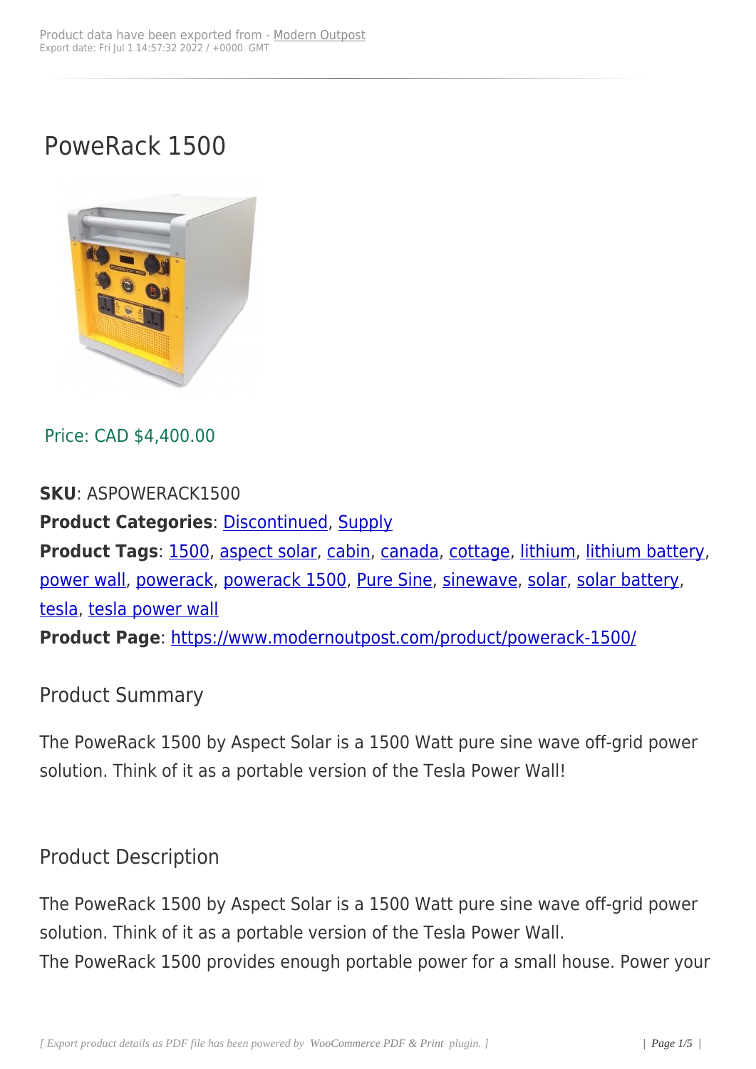# PoweRack 1500

Price: CAD $4,400.00

**SKU**: ASPOWERACK1500

**Product Categories**: Discontinued, Supply

**Product Tags**: 1500, aspect solar, cabin, canada, cottage, lithium, lithium battery, power wall, powerack, powerack 1500, Pure Sine, sinewave, solar, solar battery, tesla, tesla power wall

**Product Page**: https://www.modernoutpost.com/product/powerack-1500/

## Product Summary

The PoweRack 1500 by Aspect Solar is a 1500 Watt pure sine wave off-grid power solution. Think of it as a portable version of the Tesla Power Wall!

## Product Description

The PoweRack 1500 by Aspect Solar is a 1500 Watt pure sine wave off-grid power solution. Think of it as a portable version of the Tesla Power Wall.

The PoweRack 1500 provides enough portable power for a small house. Power your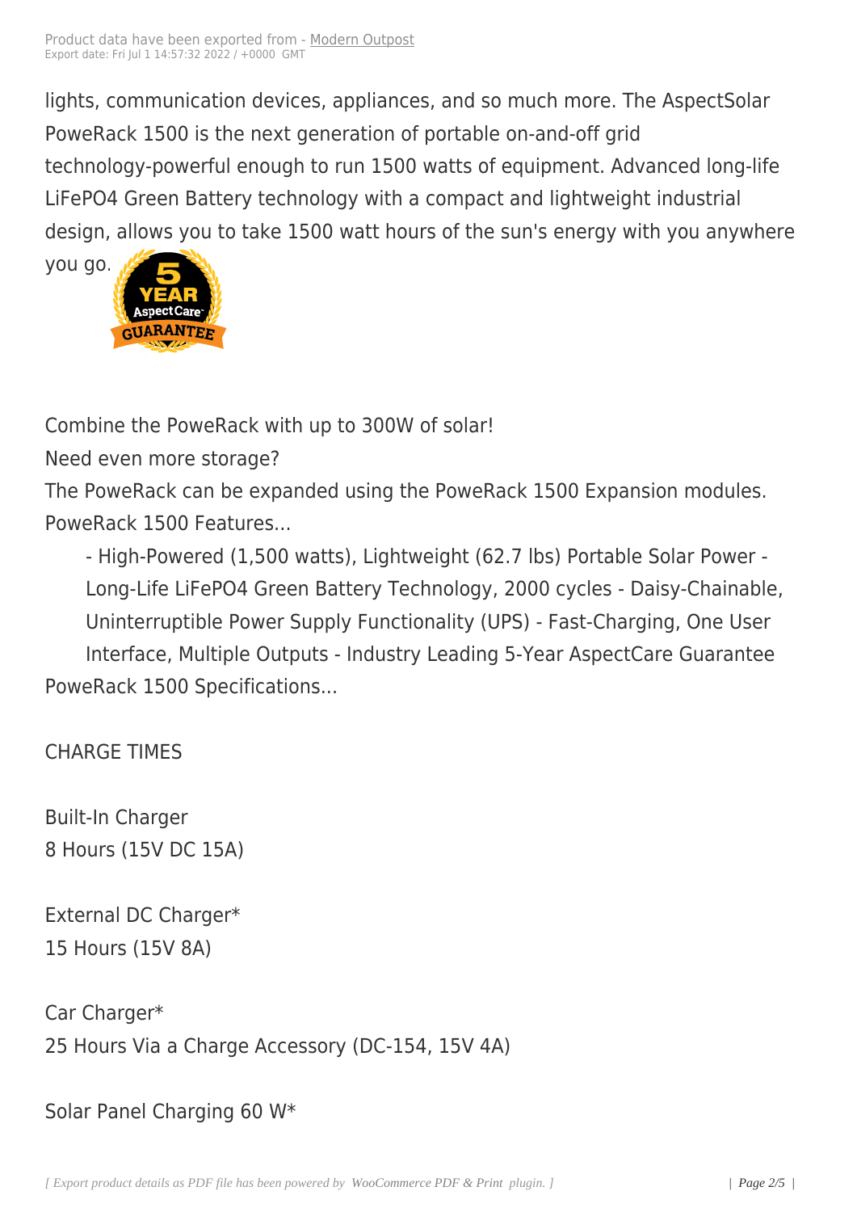lights, communication devices, appliances, and so much more. The AspectSolar PoweRack 1500 is the next generation of portable on-and-off grid technology-powerful enough to run 1500 watts of equipment. Advanced long-life LiFePO4 Green Battery technology with a compact and lightweight industrial design, allows you to take 1500 watt hours of the sun's energy with you anywhere you go.

Combine the PoweRack with up to 300W of solar!

Need even more storage?

The PoweRack can be expanded using the PoweRack 1500 Expansion modules.

PoweRack 1500 Features...

> - High-Powered (1,500 watts), Lightweight (62.7 lbs) Portable Solar Power - Long-Life LiFePO4 Green Battery Technology, 2000 cycles - Daisy-Chainable, Uninterruptible Power Supply Functionality (UPS) - Fast-Charging, One User Interface, Multiple Outputs - Industry Leading 5-Year AspectCare Guarantee

PoweRack 1500 Specifications...

CHARGE TIMES

Built-In Charger
8 Hours (15V DC 15A)

External DC Charger*
15 Hours (15V 8A)

Car Charger*
25 Hours Via a Charge Accessory (DC-154, 15V 4A)

Solar Panel Charging 60 W*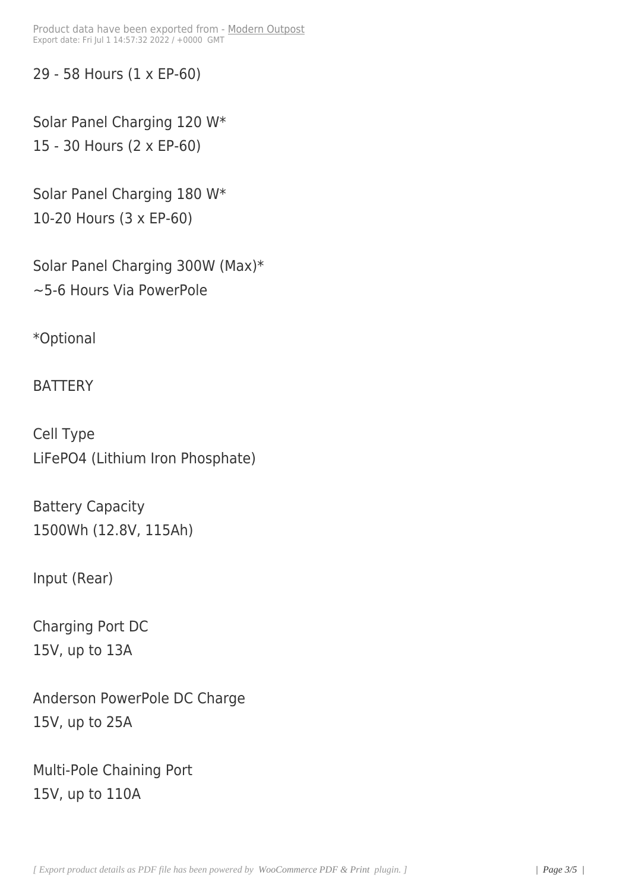29 - 58 Hours (1 x EP-60)

Solar Panel Charging 120 W*
15 - 30 Hours (2 x EP-60)

Solar Panel Charging 180 W*
10-20 Hours (3 x EP-60)

Solar Panel Charging 300W (Max)*
~5-6 Hours Via PowerPole

*Optional

BATTERY

Cell Type
LiFePO4 (Lithium Iron Phosphate)

Battery Capacity
1500Wh (12.8V, 115Ah)

Input (Rear)

Charging Port DC
15V, up to 13A

Anderson PowerPole DC Charge
15V, up to 25A

Multi-Pole Chaining Port
15V, up to 110A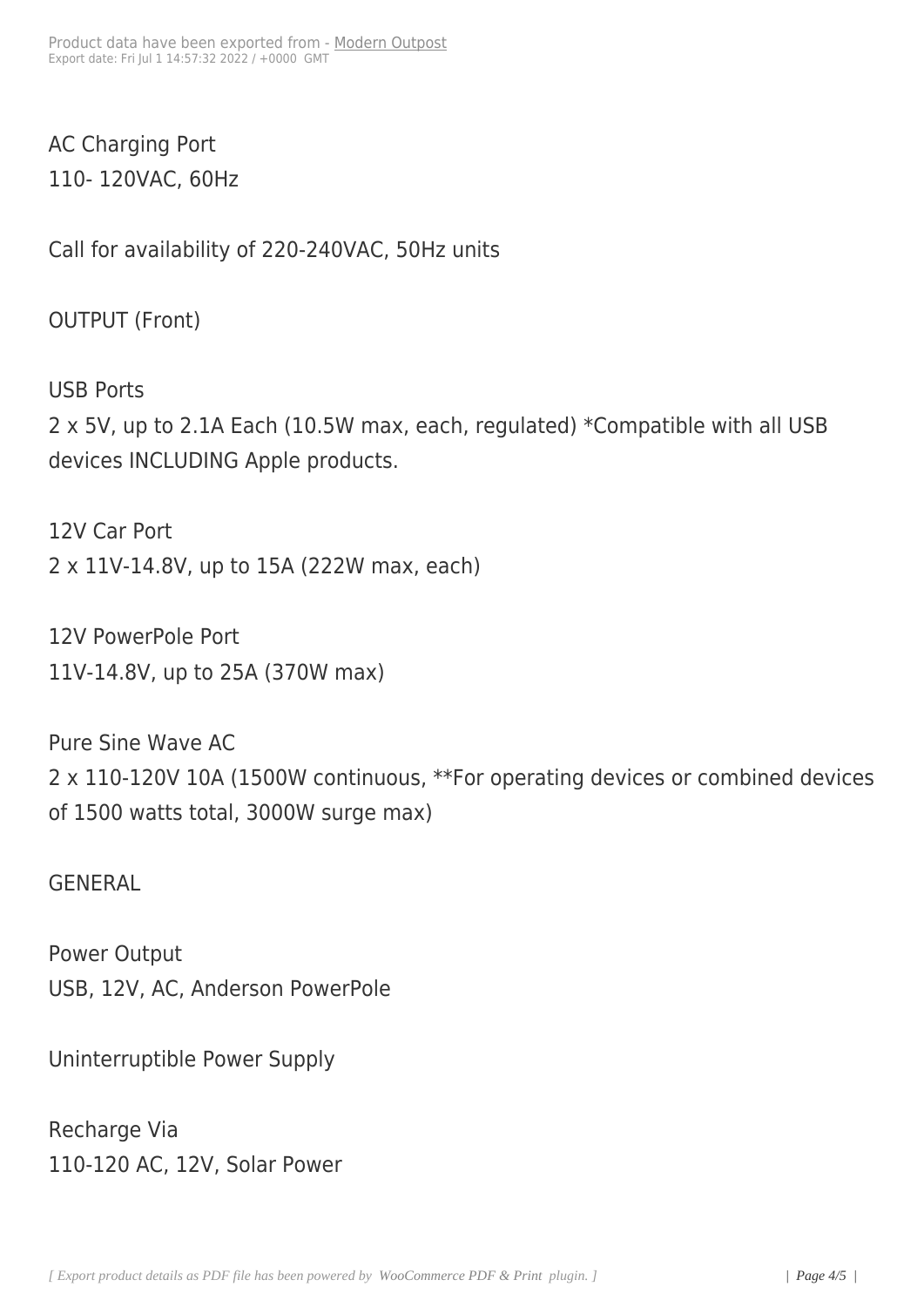AC Charging Port
110- 120VAC, 60Hz

Call for availability of 220-240VAC, 50Hz units

OUTPUT (Front)

USB Ports
2 x 5V, up to 2.1A Each (10.5W max, each, regulated) *Compatible with all USB devices INCLUDING Apple products.

12V Car Port
2 x 11V-14.8V, up to 15A (222W max, each)

12V PowerPole Port
11V-14.8V, up to 25A (370W max)

Pure Sine Wave AC
2 x 110-120V 10A (1500W continuous, **For operating devices or combined devices of 1500 watts total, 3000W surge max)

GENERAL

Power Output
USB, 12V, AC, Anderson PowerPole

Uninterruptible Power Supply

Recharge Via
110-120 AC, 12V, Solar Power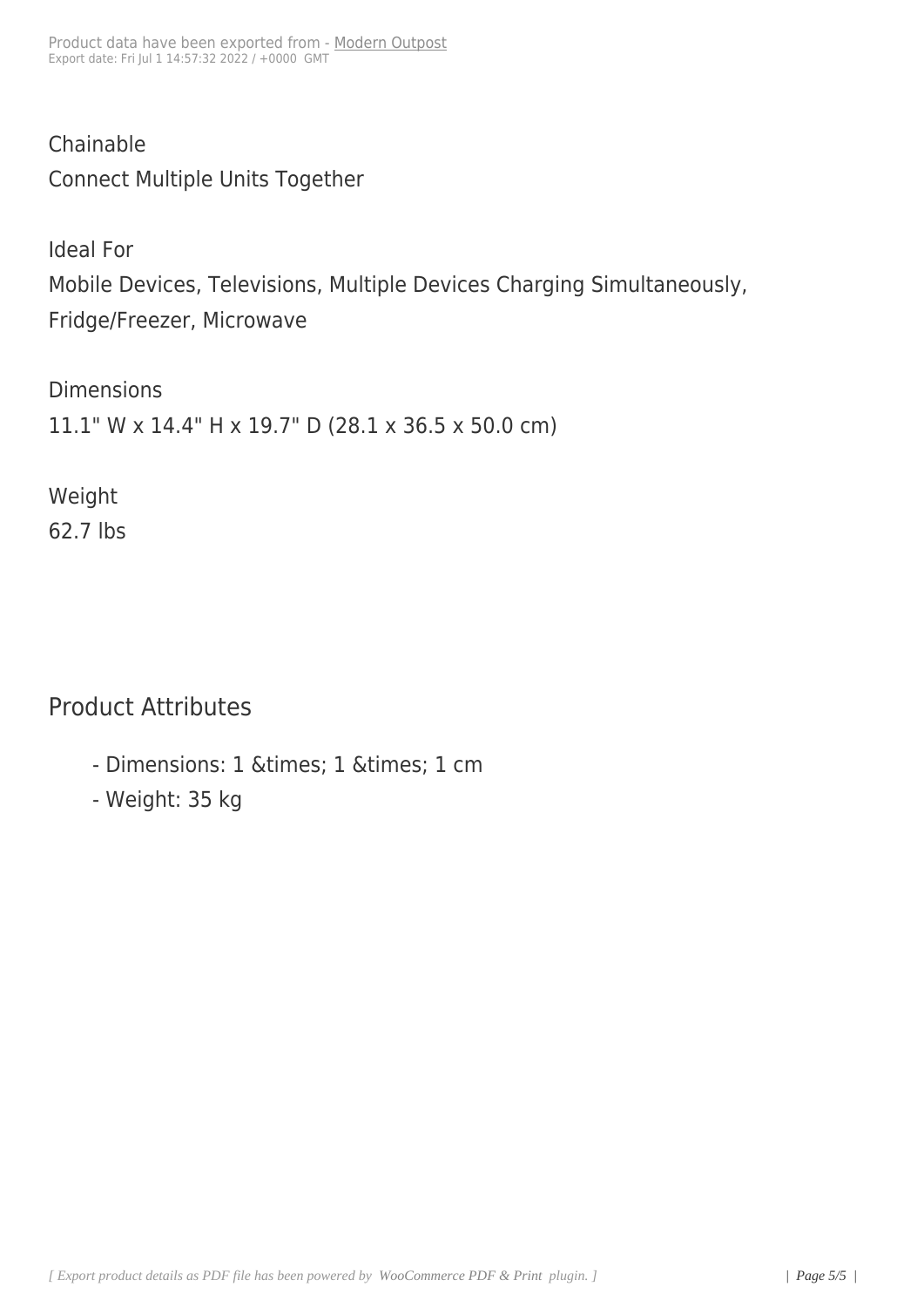Chainable
Connect Multiple Units Together

Ideal For
Mobile Devices, Televisions, Multiple Devices Charging Simultaneously, Fridge/Freezer, Microwave

Dimensions
11.1" W x 14.4" H x 19.7" D (28.1 x 36.5 x 50.0 cm)

Weight
62.7 lbs

## Product Attributes

- Dimensions: 1 &times; 1 &times; 1 cm
- Weight: 35 kg